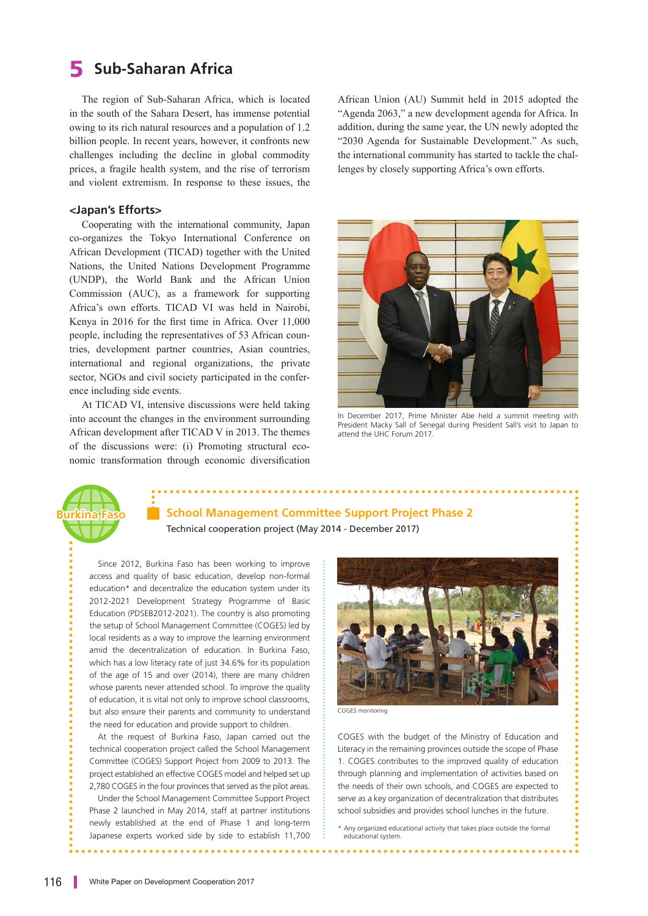## 5 Sub-Saharan Africa

The region of Sub-Saharan Africa, which is located in the south of the Sahara Desert, has immense potential owing to its rich natural resources and a population of 1.2 billion people. In recent years, however, it confronts new challenges including the decline in global commodity prices, a fragile health system, and the rise of terrorism and violent extremism. In response to these issues, the African Union (AU) Summit held in 2015 adopted the "Agenda 2063," a new development agenda for Africa. In addition, during the same year, the UN newly adopted the "2030 Agenda for Sustainable Development." As such, the international community has started to tackle the challenges by closely supporting Africa's own efforts.

### <Japan's Efforts>

Cooperating with the international community, Japan co-organizes the Tokyo International Conference on African Development (TICAD) together with the United Nations, the United Nations Development Programme (UNDP), the World Bank and the African Union Commission (AUC), as a framework for supporting Africa's own efforts. TICAD VI was held in Nairobi, Kenya in 2016 for the first time in Africa. Over 11,000 people, including the representatives of 53 African countries, development partner countries, Asian countries, international and regional organizations, the private sector, NGOs and civil society participated in the conference including side events.

At TICAD VI, intensive discussions were held taking into account the changes in the environment surrounding African development after TICAD V in 2013. The themes of the discussions were: (i) Promoting structural economic transformation through economic diversification

In December 2017, Prime Minister Abe held a summit meeting with President Macky Sall of Senegal during President Sall's visit to Japan to attend the UHC Forum 2017.

---

**Burkina Faso**

### School Management Committee Support Project Phase 2

Technical cooperation project (May 2014 - December 2017)

Since 2012, Burkina Faso has been working to improve access and quality of basic education, develop non-formal education* and decentralize the education system under its 2012-2021 Development Strategy Programme of Basic Education (PDSEB2012-2021). The country is also promoting the setup of School Management Committee (COGES) led by local residents as a way to improve the learning environment amid the decentralization of education. In Burkina Faso, which has a low literacy rate of just 34.6% for its population of the age of 15 and over (2014), there are many children whose parents never attended school. To improve the quality of education, it is vital not only to improve school classrooms, but also ensure their parents and community to understand the need for education and provide support to children.

At the request of Burkina Faso, Japan carried out the technical cooperation project called the School Management Committee (COGES) Support Project from 2009 to 2013. The project established an effective COGES model and helped set up 2,780 COGES in the four provinces that served as the pilot areas.

Under the School Management Committee Support Project Phase 2 launched in May 2014, staff at partner institutions newly established at the end of Phase 1 and long-term Japanese experts worked side by side to establish 11,700 COGES with the budget of the Ministry of Education and Literacy in the remaining provinces outside the scope of Phase 1. COGES contributes to the improved quality of education through planning and implementation of activities based on the needs of their own schools, and COGES are expected to serve as a key organization of decentralization that distributes school subsidies and provides school lunches in the future.

COGES monitoring

\* Any organized educational activity that takes place outside the formal educational system.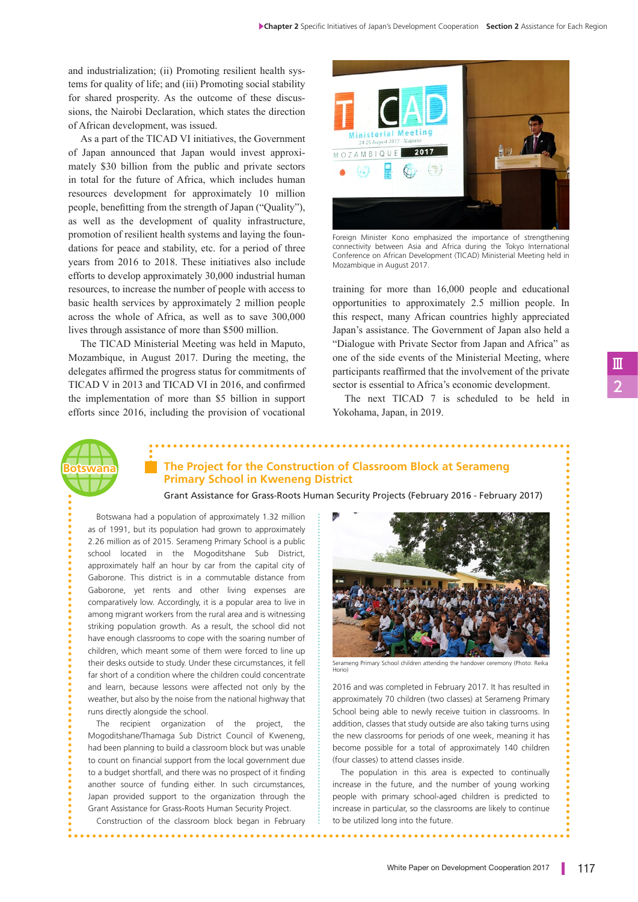and industrialization; (ii) Promoting resilient health systems for quality of life; and (iii) Promoting social stability for shared prosperity. As the outcome of these discussions, the Nairobi Declaration, which states the direction of African development, was issued.

As a part of the TICAD VI initiatives, the Government of Japan announced that Japan would invest approximately $30 billion from the public and private sectors in total for the future of Africa, which includes human resources development for approximately 10 million people, benefitting from the strength of Japan ("Quality"), as well as the development of quality infrastructure, promotion of resilient health systems and laying the foundations for peace and stability, etc. for a period of three years from 2016 to 2018. These initiatives also include efforts to develop approximately 30,000 industrial human resources, to increase the number of people with access to basic health services by approximately 2 million people across the whole of Africa, as well as to save 300,000 lives through assistance of more than $500 million.

The TICAD Ministerial Meeting was held in Maputo, Mozambique, in August 2017. During the meeting, the delegates affirmed the progress status for commitments of TICAD V in 2013 and TICAD VI in 2016, and confirmed the implementation of more than $5 billion in support efforts since 2016, including the provision of vocational training for more than 16,000 people and educational opportunities to approximately 2.5 million people. In this respect, many African countries highly appreciated Japan's assistance. The Government of Japan also held a "Dialogue with Private Sector from Japan and Africa" as one of the side events of the Ministerial Meeting, where participants reaffirmed that the involvement of the private sector is essential to Africa's economic development.

The next TICAD 7 is scheduled to be held in Yokohama, Japan, in 2019.

Foreign Minister Kono emphasized the importance of strengthening connectivity between Asia and Africa during the Tokyo International Conference on African Development (TICAD) Ministerial Meeting held in Mozambique in August 2017.

Botswana

## The Project for the Construction of Classroom Block at Serameng Primary School in Kweneng District

Grant Assistance for Grass-Roots Human Security Projects (February 2016 - February 2017)

Botswana had a population of approximately 1.32 million as of 1991, but its population had grown to approximately 2.26 million as of 2015. Serameng Primary School is a public school located in the Mogoditshane Sub District, approximately half an hour by car from the capital city of Gaborone. This district is in a commutable distance from Gaborone, yet rents and other living expenses are comparatively low. Accordingly, it is a popular area to live in among migrant workers from the rural area and is witnessing striking population growth. As a result, the school did not have enough classrooms to cope with the soaring number of children, which meant some of them were forced to line up their desks outside to study. Under these circumstances, it fell far short of a condition where the children could concentrate and learn, because lessons were affected not only by the weather, but also by the noise from the national highway that runs directly alongside the school.

The recipient organization of the project, the Mogoditshane/Thamaga Sub District Council of Kweneng, had been planning to build a classroom block but was unable to count on financial support from the local government due to a budget shortfall, and there was no prospect of it finding another source of funding either. In such circumstances, Japan provided support to the organization through the Grant Assistance for Grass-Roots Human Security Project.

Construction of the classroom block began in February 2016 and was completed in February 2017. It has resulted in approximately 70 children (two classes) at Serameng Primary School being able to newly receive tuition in classrooms. In addition, classes that study outside are also taking turns using the new classrooms for periods of one week, meaning it has become possible for a total of approximately 140 children (four classes) to attend classes inside.

The population in this area is expected to continually increase in the future, and the number of young working people with primary school-aged children is predicted to increase in particular, so the classrooms are likely to continue to be utilized long into the future.

Serameng Primary School children attending the handover ceremony (Photo: Reika Horio)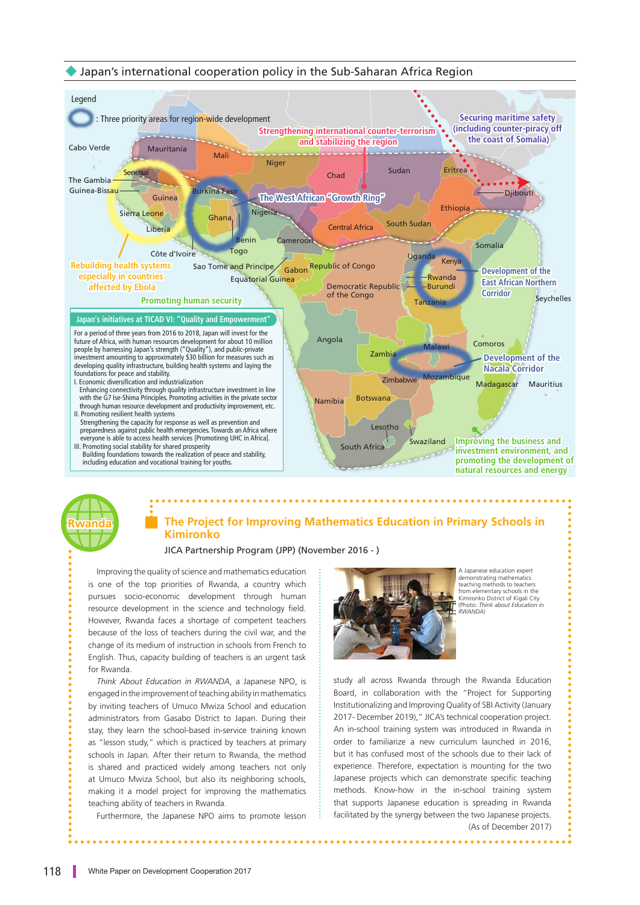## Japan's international cooperation policy in the Sub-Saharan Africa Region

Legend

: Three priority areas for region-wide development

Cabo Verde, Mauritania, Mali, Niger, Chad, Sudan, Eritrea, Djibouti, Senegal, The Gambia, Guinea-Bissau, Guinea, Burkina Faso, Sierra Leone, Ghana, Nigeria, Liberia, Benin, Cameroon, Central Africa, South Sudan, Ethiopia, Somalia, Côte d'Ivoire, Togo, Sao Tome and Principe, Equatorial Guinea, Gabon, Republic of Congo, Uganda, Kenya, Rwanda, Burundi, Democratic Republic of the Congo, Tanzania, Seychelles, Angola, Zambia, Malawi, Comoros, Zimbabwe, Mozambique, Madagascar, Mauritius, Namibia, Botswana, Lesotho, South Africa, Swaziland

Strengthening international counter-terrorism and stabilizing the region

Securing maritime safety (including counter-piracy off the coast of Somalia)

The West African "Growth Ring"

Rebuilding health systems especially in countries affected by Ebola

Promoting human security

Development of the East African Northern Corridor

Development of the Nacala Corridor

Improving the business and investment environment, and promoting the development of natural resources and energy

### Japan's initiatives at TICAD VI: "Quality and Empowerment"

For a period of three years from 2016 to 2018, Japan will invest for the future of Africa, with human resources development for about 10 million people by harnessing Japan's strength ("Quality"), and public-private investment amounting to approximately $30 billion for measures such as developing quality infrastructure, building health systems and laying the foundations for peace and stability.

I. Economic diversification and industrialization
Enhancing connectivity through quality infrastructure investment in line with the G7 Ise-Shima Principles. Promoting activities in the private sector through human resource development and productivity improvement, etc.

II. Promoting resilient health systems
Strengthening the capacity for response as well as prevention and preparedness against public health emergencies. Towards an Africa where everyone is able to access health services [Promoting UHC in Africa].

III. Promoting social stability for shared prosperity
Building foundations towards the realization of peace and stability, including education and vocational training for youths.

---

Rwanda

## The Project for Improving Mathematics Education in Primary Schools in Kimironko

JICA Partnership Program (JPP) (November 2016 - )

Improving the quality of science and mathematics education is one of the top priorities of Rwanda, a country which pursues socio-economic development through human resource development in the science and technology field. However, Rwanda faces a shortage of competent teachers because of the loss of teachers during the civil war, and the change of its medium of instruction in schools from French to English. Thus, capacity building of teachers is an urgent task for Rwanda.

*Think About Education in RWANDA*, a Japanese NPO, is engaged in the improvement of teaching ability in mathematics by inviting teachers of Umuco Mwiza School and education administrators from Gasabo District to Japan. During their stay, they learn the school-based in-service training known as "lesson study," which is practiced by teachers at primary schools in Japan. After their return to Rwanda, the method is shared and practiced widely among teachers not only at Umuco Mwiza School, but also its neighboring schools, making it a model project for improving the mathematics teaching ability of teachers in Rwanda.

Furthermore, the Japanese NPO aims to promote lesson study all across Rwanda through the Rwanda Education Board, in collaboration with the "Project for Supporting Institutionalizing and Improving Quality of SBI Activity (January 2017- December 2019)," JICA's technical cooperation project. An in-school training system was introduced in Rwanda in order to familiarize a new curriculum launched in 2016, but it has confused most of the schools due to their lack of experience. Therefore, expectation is mounting for the two Japanese projects which can demonstrate specific teaching methods. Know-how in the in-school training system that supports Japanese education is spreading in Rwanda facilitated by the synergy between the two Japanese projects.

A Japanese education expert demonstrating mathematics teaching methods to teachers from elementary schools in the Kimironko District of Kigali City (Photo: *Think about Education in RWANDA*)

(As of December 2017)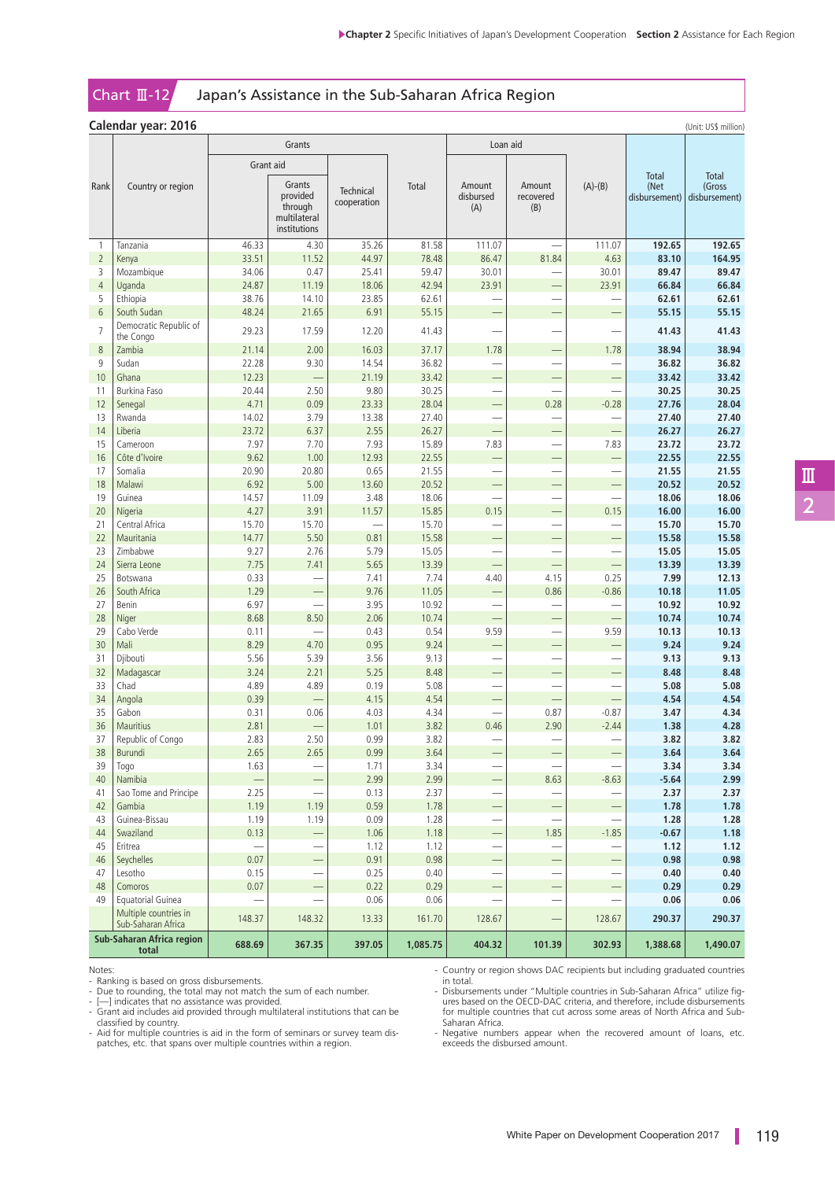## Chart Ⅲ-12 Japan's Assistance in the Sub-Saharan Africa Region

**Calendar year: 2016**

(Unit: US$ million)

| Rank | Country or region | Grants | | | | Loan aid | | | Total (Net disbursement) | Total (Gross disbursement) |
|---|---|---|---|---|---|---|---|---|---|---|
| | | Grant aid | | Technical cooperation | Total | Amount disbursed (A) | Amount recovered (B) | (A)-(B) | | |
| | | | Grants provided through multilateral institutions | | | | | | | |
| 1 | Tanzania | 46.33 | 4.30 | 35.26 | 81.58 | 111.07 | — | 111.07 | **192.65** | **192.65** |
| 2 | Kenya | 33.51 | 11.52 | 44.97 | 78.48 | 86.47 | 81.84 | 4.63 | **83.10** | **164.95** |
| 3 | Mozambique | 34.06 | 0.47 | 25.41 | 59.47 | 30.01 | — | 30.01 | **89.47** | **89.47** |
| 4 | Uganda | 24.87 | 11.19 | 18.06 | 42.94 | 23.91 | — | 23.91 | **66.84** | **66.84** |
| 5 | Ethiopia | 38.76 | 14.10 | 23.85 | 62.61 | — | — | — | **62.61** | **62.61** |
| 6 | South Sudan | 48.24 | 21.65 | 6.91 | 55.15 | — | — | — | **55.15** | **55.15** |
| 7 | Democratic Republic of the Congo | 29.23 | 17.59 | 12.20 | 41.43 | — | — | — | **41.43** | **41.43** |
| 8 | Zambia | 21.14 | 2.00 | 16.03 | 37.17 | 1.78 | — | 1.78 | **38.94** | **38.94** |
| 9 | Sudan | 22.28 | 9.30 | 14.54 | 36.82 | — | — | — | **36.82** | **36.82** |
| 10 | Ghana | 12.23 | — | 21.19 | 33.42 | — | — | — | **33.42** | **33.42** |
| 11 | Burkina Faso | 20.44 | 2.50 | 9.80 | 30.25 | — | — | — | **30.25** | **30.25** |
| 12 | Senegal | 4.71 | 0.09 | 23.33 | 28.04 | — | 0.28 | -0.28 | **27.76** | **28.04** |
| 13 | Rwanda | 14.02 | 3.79 | 13.38 | 27.40 | — | — | — | **27.40** | **27.40** |
| 14 | Liberia | 23.72 | 6.37 | 2.55 | 26.27 | — | — | — | **26.27** | **26.27** |
| 15 | Cameroon | 7.97 | 7.70 | 7.93 | 15.89 | 7.83 | — | 7.83 | **23.72** | **23.72** |
| 16 | Côte d'Ivoire | 9.62 | 1.00 | 12.93 | 22.55 | — | — | — | **22.55** | **22.55** |
| 17 | Somalia | 20.90 | 20.80 | 0.65 | 21.55 | — | — | — | **21.55** | **21.55** |
| 18 | Malawi | 6.92 | 5.00 | 13.60 | 20.52 | — | — | — | **20.52** | **20.52** |
| 19 | Guinea | 14.57 | 11.09 | 3.48 | 18.06 | — | — | — | **18.06** | **18.06** |
| 20 | Nigeria | 4.27 | 3.91 | 11.57 | 15.85 | 0.15 | — | 0.15 | **16.00** | **16.00** |
| 21 | Central Africa | 15.70 | 15.70 | — | 15.70 | — | — | — | **15.70** | **15.70** |
| 22 | Mauritania | 14.77 | 5.50 | 0.81 | 15.58 | — | — | — | **15.58** | **15.58** |
| 23 | Zimbabwe | 9.27 | 2.76 | 5.79 | 15.05 | — | — | — | **15.05** | **15.05** |
| 24 | Sierra Leone | 7.75 | 7.41 | 5.65 | 13.39 | — | — | — | **13.39** | **13.39** |
| 25 | Botswana | 0.33 | — | 7.41 | 7.74 | 4.40 | 4.15 | 0.25 | **7.99** | **12.13** |
| 26 | South Africa | 1.29 | — | 9.76 | 11.05 | — | 0.86 | -0.86 | **10.18** | **11.05** |
| 27 | Benin | 6.97 | — | 3.95 | 10.92 | — | — | — | **10.92** | **10.92** |
| 28 | Niger | 8.68 | 8.50 | 2.06 | 10.74 | — | — | — | **10.74** | **10.74** |
| 29 | Cabo Verde | 0.11 | — | 0.43 | 0.54 | 9.59 | — | 9.59 | **10.13** | **10.13** |
| 30 | Mali | 8.29 | 4.70 | 0.95 | 9.24 | — | — | — | **9.24** | **9.24** |
| 31 | Djibouti | 5.56 | 5.39 | 3.56 | 9.13 | — | — | — | **9.13** | **9.13** |
| 32 | Madagascar | 3.24 | 2.21 | 5.25 | 8.48 | — | — | — | **8.48** | **8.48** |
| 33 | Chad | 4.89 | 4.89 | 0.19 | 5.08 | — | — | — | **5.08** | **5.08** |
| 34 | Angola | 0.39 | — | 4.15 | 4.54 | — | — | — | **4.54** | **4.54** |
| 35 | Gabon | 0.31 | 0.06 | 4.03 | 4.34 | — | 0.87 | -0.87 | **3.47** | **4.34** |
| 36 | Mauritius | 2.81 | — | 1.01 | 3.82 | 0.46 | 2.90 | -2.44 | **1.38** | **4.28** |
| 37 | Republic of Congo | 2.83 | 2.50 | 0.99 | 3.82 | — | — | — | **3.82** | **3.82** |
| 38 | Burundi | 2.65 | 2.65 | 0.99 | 3.64 | — | — | — | **3.64** | **3.64** |
| 39 | Togo | 1.63 | — | 1.71 | 3.34 | — | — | — | **3.34** | **3.34** |
| 40 | Namibia | — | — | 2.99 | 2.99 | — | 8.63 | -8.63 | **-5.64** | **2.99** |
| 41 | Sao Tome and Principe | 2.25 | — | 0.13 | 2.37 | — | — | — | **2.37** | **2.37** |
| 42 | Gambia | 1.19 | 1.19 | 0.59 | 1.78 | — | — | — | **1.78** | **1.78** |
| 43 | Guinea-Bissau | 1.19 | 1.19 | 0.09 | 1.28 | — | — | — | **1.28** | **1.28** |
| 44 | Swaziland | 0.13 | — | 1.06 | 1.18 | — | 1.85 | -1.85 | **-0.67** | **1.18** |
| 45 | Eritrea | — | — | 1.12 | 1.12 | — | — | — | **1.12** | **1.12** |
| 46 | Seychelles | 0.07 | — | 0.91 | 0.98 | — | — | — | **0.98** | **0.98** |
| 47 | Lesotho | 0.15 | — | 0.25 | 0.40 | — | — | — | **0.40** | **0.40** |
| 48 | Comoros | 0.07 | — | 0.22 | 0.29 | — | — | — | **0.29** | **0.29** |
| 49 | Equatorial Guinea | — | — | 0.06 | 0.06 | — | — | — | **0.06** | **0.06** |
| | Multiple countries in Sub-Saharan Africa | 148.37 | 148.32 | 13.33 | 161.70 | 128.67 | — | 128.67 | **290.37** | **290.37** |
| **Sub-Saharan Africa region total** | | **688.69** | **367.35** | **397.05** | **1,085.75** | **404.32** | **101.39** | **302.93** | **1,388.68** | **1,490.07** |

Notes:
- Ranking is based on gross disbursements.
- Due to rounding, the total may not match the sum of each number.
- [—] indicates that no assistance was provided.
- Grant aid includes aid provided through multilateral institutions that can be classified by country.
- Aid for multiple countries is aid in the form of seminars or survey team dispatches, etc. that spans over multiple countries within a region.
- Country or region shows DAC recipients but including graduated countries in total.
- Disbursements under "Multiple countries in Sub-Saharan Africa" utilize figures based on the OECD-DAC criteria, and therefore, include disbursements for multiple countries that cut across some areas of North Africa and Sub-Saharan Africa.
- Negative numbers appear when the recovered amount of loans, etc. exceeds the disbursed amount.